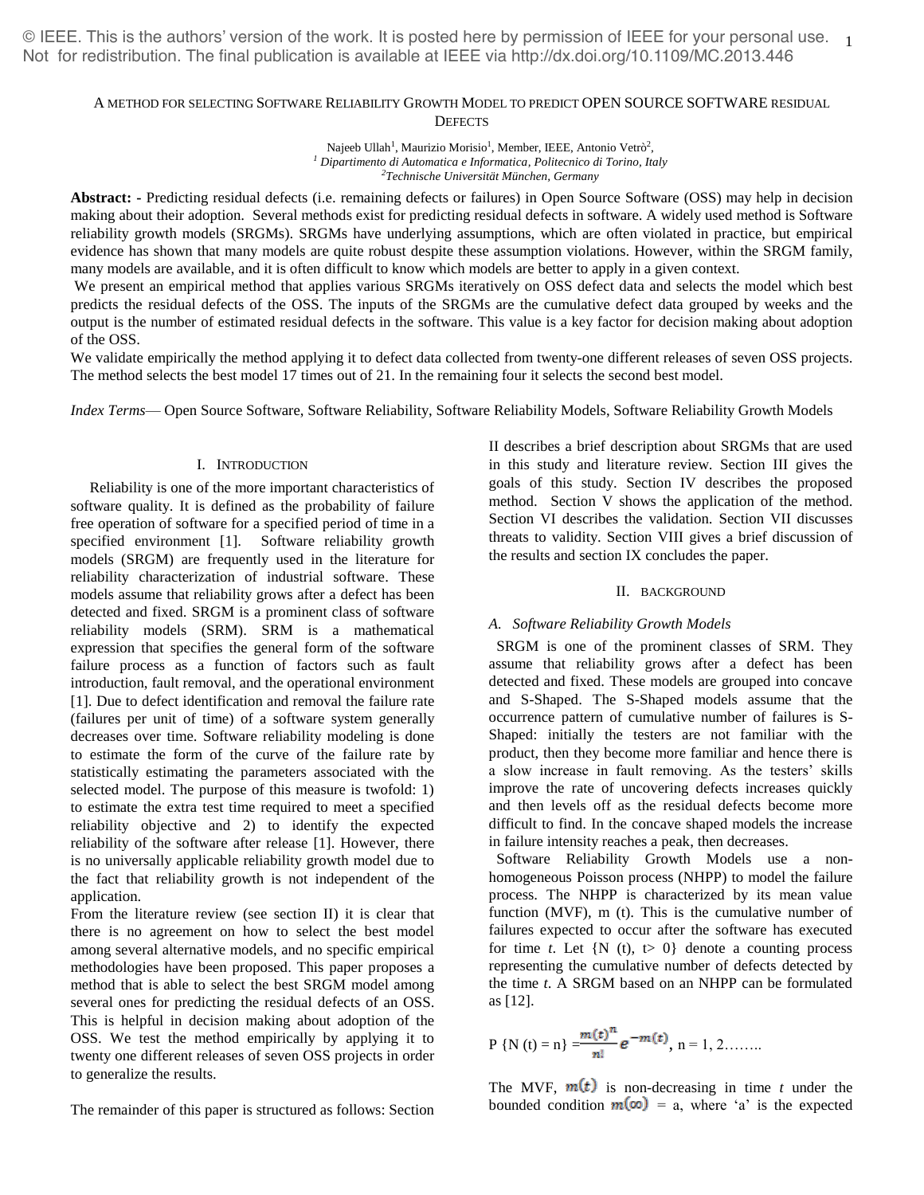© IEEE. This is the authors' version of the work. It is posted here by permission of IEEE for your personal use. Not for redistribution. The final publication is available at IEEE via http://dx.doi.org/10.1109/MC.2013.446

# A METHOD FOR SELECTING SOFTWARE RELIABILITY GROWTH MODEL TO PREDICT OPEN SOURCE SOFTWARE RESIDUAL DEFECTS

Najeeb Ullah[1], Maurizio Morisio[1], Member, IEEE, Antonio Vetrò[2],

[1] *Dipartimento di Automatica e Informatica, Politecnico di Torino, Italy*

[2] *Technische Universität München, Germany*

**Abstract: -** Predicting residual defects (i.e. remaining defects or failures) in Open Source Software (OSS) may help in decision making about their adoption. Several methods exist for predicting residual defects in software. A widely used method is Software reliability growth models (SRGMs). SRGMs have underlying assumptions, which are often violated in practice, but empirical evidence has shown that many models are quite robust despite these assumption violations. However, within the SRGM family, many models are available, and it is often difficult to know which models are better to apply in a given context.

We present an empirical method that applies various SRGMs iteratively on OSS defect data and selects the model which best predicts the residual defects of the OSS. The inputs of the SRGMs are the cumulative defect data grouped by weeks and the output is the number of estimated residual defects in the software. This value is a key factor for decision making about adoption of the OSS.

We validate empirically the method applying it to defect data collected from twenty-one different releases of seven OSS projects. The method selects the best model 17 times out of 21. In the remaining four it selects the second best model.

*Index Terms*— Open Source Software, Software Reliability, Software Reliability Models, Software Reliability Growth Models

## I. INTRODUCTION

Reliability is one of the more important characteristics of software quality. It is defined as the probability of failure free operation of software for a specified period of time in a specified environment [1]. Software reliability growth models (SRGM) are frequently used in the literature for reliability characterization of industrial software. These models assume that reliability grows after a defect has been detected and fixed. SRGM is a prominent class of software reliability models (SRM). SRM is a mathematical expression that specifies the general form of the software failure process as a function of factors such as fault introduction, fault removal, and the operational environment [1]. Due to defect identification and removal the failure rate (failures per unit of time) of a software system generally decreases over time. Software reliability modeling is done to estimate the form of the curve of the failure rate by statistically estimating the parameters associated with the selected model. The purpose of this measure is twofold: 1) to estimate the extra test time required to meet a specified reliability objective and 2) to identify the expected reliability of the software after release [1]. However, there is no universally applicable reliability growth model due to the fact that reliability growth is not independent of the application.

From the literature review (see section II) it is clear that there is no agreement on how to select the best model among several alternative models, and no specific empirical methodologies have been proposed. This paper proposes a method that is able to select the best SRGM model among several ones for predicting the residual defects of an OSS. This is helpful in decision making about adoption of the OSS. We test the method empirically by applying it to twenty one different releases of seven OSS projects in order to generalize the results.

The remainder of this paper is structured as follows: Section II describes a brief description about SRGMs that are used in this study and literature review. Section III gives the goals of this study. Section IV describes the proposed method. Section V shows the application of the method. Section VI describes the validation. Section VII discusses threats to validity. Section VIII gives a brief discussion of the results and section IX concludes the paper.

## II. BACKGROUND

### A. Software Reliability Growth Models

SRGM is one of the prominent classes of SRM. They assume that reliability grows after a defect has been detected and fixed. These models are grouped into concave and S-Shaped. The S-Shaped models assume that the occurrence pattern of cumulative number of failures is S-Shaped: initially the testers are not familiar with the product, then they become more familiar and hence there is a slow increase in fault removing. As the testers' skills improve the rate of uncovering defects increases quickly and then levels off as the residual defects become more difficult to find. In the concave shaped models the increase in failure intensity reaches a peak, then decreases.

Software Reliability Growth Models use a non-homogeneous Poisson process (NHPP) to model the failure process. The NHPP is characterized by its mean value function (MVF), m (t). This is the cumulative number of failures expected to occur after the software has executed for time *t*. Let {N (t), t> 0} denote a counting process representing the cumulative number of defects detected by the time *t*. A SRGM based on an NHPP can be formulated as [12].

$$P\{N(t) = n\} = \frac{m(t)^n}{n!} e^{-m(t)}, \quad n = 1, 2 \ldots\ldots$$

The MVF, $m(t)$ is non-decreasing in time *t* under the bounded condition $m(\infty) = a$, where 'a' is the expected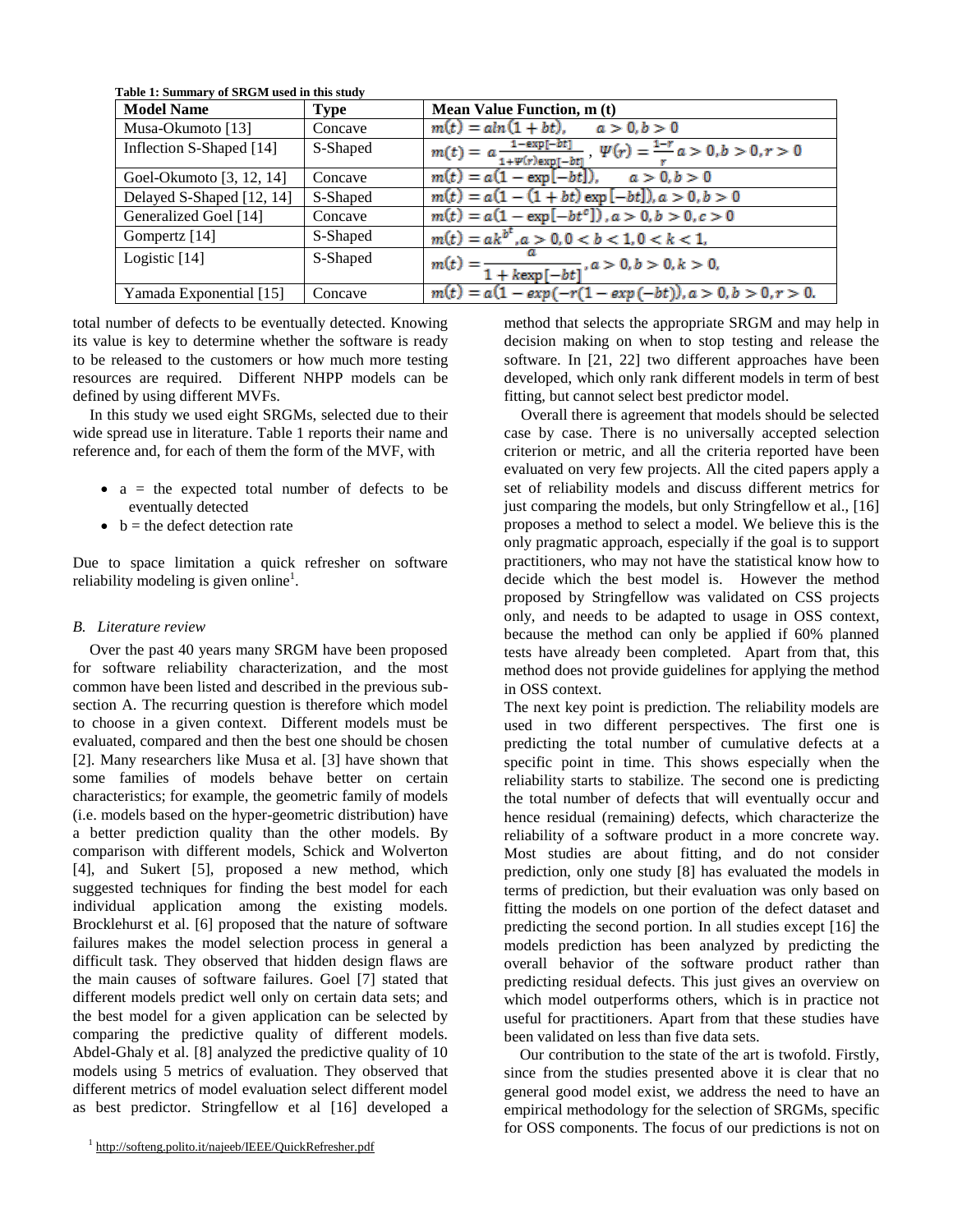Table 1: Summary of SRGM used in this study

| Model Name | Type | Mean Value Function, m (t) |
|---|---|---|
| Musa-Okumoto [13] | Concave | $m(t) = a\ln(1 + bt), \quad a > 0, b > 0$ |
| Inflection S-Shaped [14] | S-Shaped | $m(t) = a\frac{1-\exp[-bt]}{1+\Psi(r)\exp[-bt]}, \ \Psi(r) = \frac{1-r}{r} a > 0, b > 0, r > 0$ |
| Goel-Okumoto [3, 12, 14] | Concave | $m(t) = a(1 - \exp[-bt]), \quad a > 0, b > 0$ |
| Delayed S-Shaped [12, 14] | S-Shaped | $m(t) = a(1 - (1 + bt)\exp[-bt]), a > 0, b > 0$ |
| Generalized Goel [14] | Concave | $m(t) = a(1 - \exp[-bt^c]), a > 0, b > 0, c > 0$ |
| Gompertz [14] | S-Shaped | $m(t) = ak^{b^t}, a > 0, 0 < b < 1, 0 < k < 1,$ |
| Logistic [14] | S-Shaped | $m(t) = \frac{a}{1 + k\exp[-bt]}, a > 0, b > 0, k > 0,$ |
| Yamada Exponential [15] | Concave | $m(t) = a(1 - exp(-r(1 - exp(-bt)), a > 0, b > 0, r > 0.$ |

total number of defects to be eventually detected. Knowing its value is key to determine whether the software is ready to be released to the customers or how much more testing resources are required. Different NHPP models can be defined by using different MVFs.

In this study we used eight SRGMs, selected due to their wide spread use in literature. Table 1 reports their name and reference and, for each of them the form of the MVF, with

- a = the expected total number of defects to be eventually detected
- b = the defect detection rate

Due to space limitation a quick refresher on software reliability modeling is given online[1].

### B. Literature review

Over the past 40 years many SRGM have been proposed for software reliability characterization, and the most common have been listed and described in the previous sub-section A. The recurring question is therefore which model to choose in a given context. Different models must be evaluated, compared and then the best one should be chosen [2]. Many researchers like Musa et al. [3] have shown that some families of models behave better on certain characteristics; for example, the geometric family of models (i.e. models based on the hyper-geometric distribution) have a better prediction quality than the other models. By comparison with different models, Schick and Wolverton [4], and Sukert [5], proposed a new method, which suggested techniques for finding the best model for each individual application among the existing models. Brocklehurst et al. [6] proposed that the nature of software failures makes the model selection process in general a difficult task. They observed that hidden design flaws are the main causes of software failures. Goel [7] stated that different models predict well only on certain data sets; and the best model for a given application can be selected by comparing the predictive quality of different models. Abdel-Ghaly et al. [8] analyzed the predictive quality of 10 models using 5 metrics of evaluation. They observed that different metrics of model evaluation select different model as best predictor. Stringfellow et al [16] developed a method that selects the appropriate SRGM and may help in decision making on when to stop testing and release the software. In [21, 22] two different approaches have been developed, which only rank different models in term of best fitting, but cannot select best predictor model.

Overall there is agreement that models should be selected case by case. There is no universally accepted selection criterion or metric, and all the criteria reported have been evaluated on very few projects. All the cited papers apply a set of reliability models and discuss different metrics for just comparing the models, but only Stringfellow et al., [16] proposes a method to select a model. We believe this is the only pragmatic approach, especially if the goal is to support practitioners, who may not have the statistical know how to decide which the best model is. However the method proposed by Stringfellow was validated on CSS projects only, and needs to be adapted to usage in OSS context, because the method can only be applied if 60% planned tests have already been completed. Apart from that, this method does not provide guidelines for applying the method in OSS context.

The next key point is prediction. The reliability models are used in two different perspectives. The first one is predicting the total number of cumulative defects at a specific point in time. This shows especially when the reliability starts to stabilize. The second one is predicting the total number of defects that will eventually occur and hence residual (remaining) defects, which characterize the reliability of a software product in a more concrete way. Most studies are about fitting, and do not consider prediction, only one study [8] has evaluated the models in terms of prediction, but their evaluation was only based on fitting the models on one portion of the defect dataset and predicting the second portion. In all studies except [16] the models prediction has been analyzed by predicting the overall behavior of the software product rather than predicting residual defects. This just gives an overview on which model outperforms others, which is in practice not useful for practitioners. Apart from that these studies have been validated on less than five data sets.

Our contribution to the state of the art is twofold. Firstly, since from the studies presented above it is clear that no general good model exist, we address the need to have an empirical methodology for the selection of SRGMs, specific for OSS components. The focus of our predictions is not on

[1] http://softeng.polito.it/najeeb/IEEE/QuickRefresher.pdf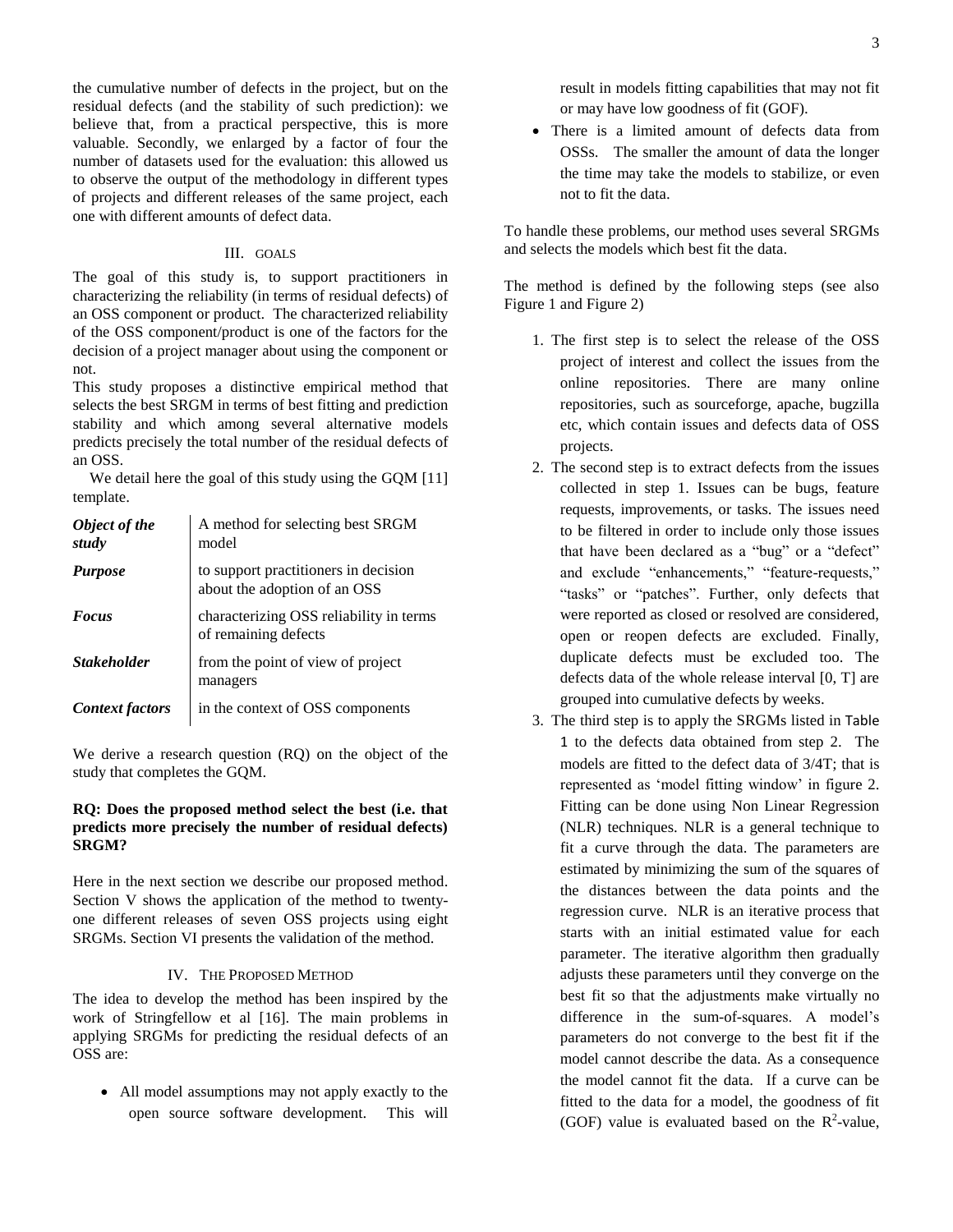the cumulative number of defects in the project, but on the residual defects (and the stability of such prediction): we believe that, from a practical perspective, this is more valuable. Secondly, we enlarged by a factor of four the number of datasets used for the evaluation: this allowed us to observe the output of the methodology in different types of projects and different releases of the same project, each one with different amounts of defect data.

## III. GOALS

The goal of this study is, to support practitioners in characterizing the reliability (in terms of residual defects) of an OSS component or product. The characterized reliability of the OSS component/product is one of the factors for the decision of a project manager about using the component or not.

This study proposes a distinctive empirical method that selects the best SRGM in terms of best fitting and prediction stability and which among several alternative models predicts precisely the total number of the residual defects of an OSS.

We detail here the goal of this study using the GQM [11] template.

| | |
|---|---|
| ***Object of the study*** | A method for selecting best SRGM model |
| ***Purpose*** | to support practitioners in decision about the adoption of an OSS |
| ***Focus*** | characterizing OSS reliability in terms of remaining defects |
| ***Stakeholder*** | from the point of view of project managers |
| ***Context factors*** | in the context of OSS components |

We derive a research question (RQ) on the object of the study that completes the GQM.

**RQ: Does the proposed method select the best (i.e. that predicts more precisely the number of residual defects) SRGM?**

Here in the next section we describe our proposed method. Section V shows the application of the method to twenty-one different releases of seven OSS projects using eight SRGMs. Section VI presents the validation of the method.

## IV. THE PROPOSED METHOD

The idea to develop the method has been inspired by the work of Stringfellow et al [16]. The main problems in applying SRGMs for predicting the residual defects of an OSS are:

- All model assumptions may not apply exactly to the open source software development. This will result in models fitting capabilities that may not fit or may have low goodness of fit (GOF).
- There is a limited amount of defects data from OSSs. The smaller the amount of data the longer the time may take the models to stabilize, or even not to fit the data.

To handle these problems, our method uses several SRGMs and selects the models which best fit the data.

The method is defined by the following steps (see also Figure 1 and Figure 2)

1. The first step is to select the release of the OSS project of interest and collect the issues from the online repositories. There are many online repositories, such as sourceforge, apache, bugzilla etc, which contain issues and defects data of OSS projects.
2. The second step is to extract defects from the issues collected in step 1. Issues can be bugs, feature requests, improvements, or tasks. The issues need to be filtered in order to include only those issues that have been declared as a "bug" or a "defect" and exclude "enhancements," "feature-requests," "tasks" or "patches". Further, only defects that were reported as closed or resolved are considered, open or reopen defects are excluded. Finally, duplicate defects must be excluded too. The defects data of the whole release interval [0, T] are grouped into cumulative defects by weeks.
3. The third step is to apply the SRGMs listed in Table 1 to the defects data obtained from step 2. The models are fitted to the defect data of 3/4T; that is represented as 'model fitting window' in figure 2. Fitting can be done using Non Linear Regression (NLR) techniques. NLR is a general technique to fit a curve through the data. The parameters are estimated by minimizing the sum of the squares of the distances between the data points and the regression curve. NLR is an iterative process that starts with an initial estimated value for each parameter. The iterative algorithm then gradually adjusts these parameters until they converge on the best fit so that the adjustments make virtually no difference in the sum-of-squares. A model's parameters do not converge to the best fit if the model cannot describe the data. As a consequence the model cannot fit the data. If a curve can be fitted to the data for a model, the goodness of fit (GOF) value is evaluated based on the $R^2$-value,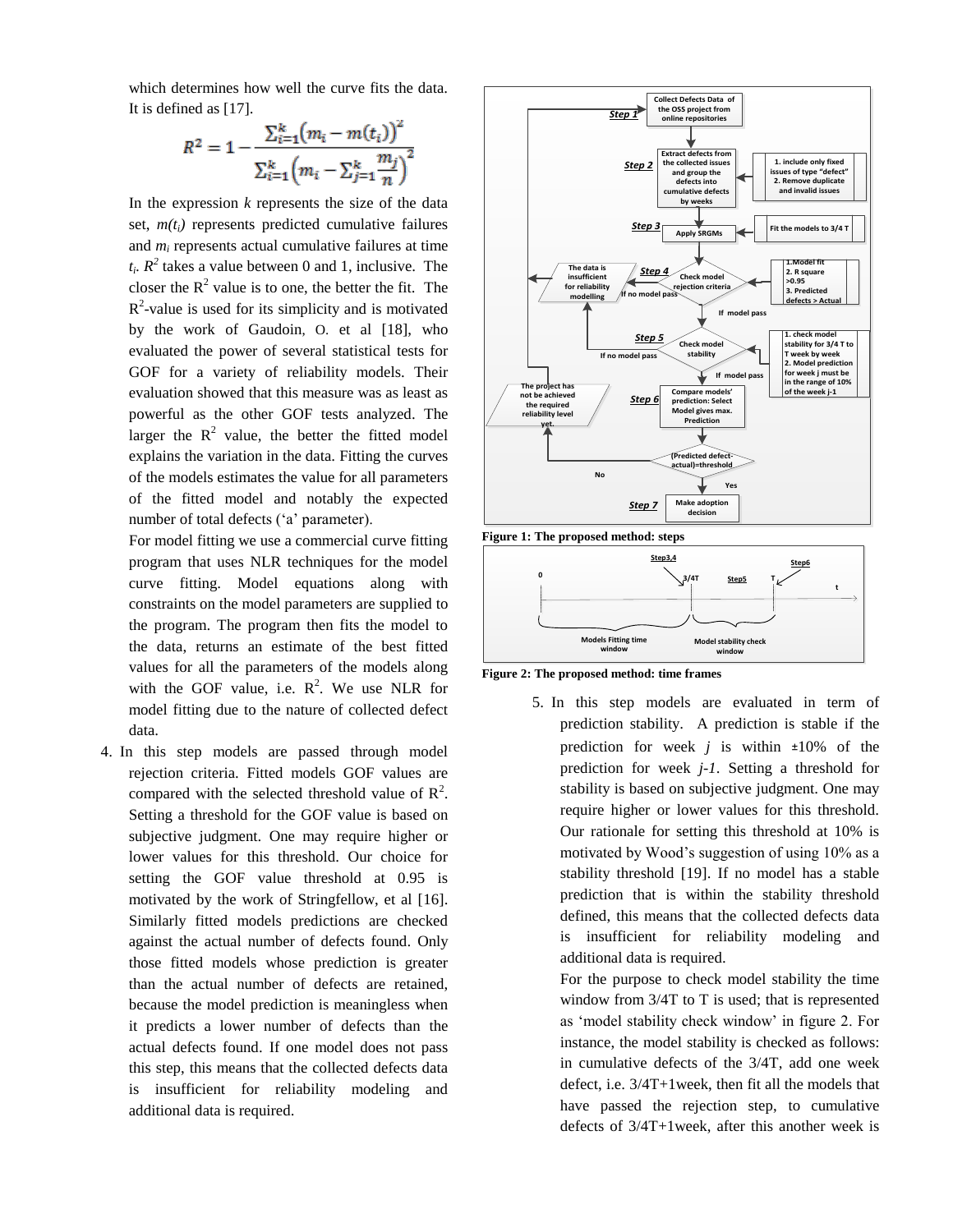which determines how well the curve fits the data. It is defined as [17].

$$R^2 = 1 - \frac{\sum_{i=1}^{k}\left(m_i - m(t_i)\right)^2}{\sum_{i=1}^{k}\left(m_i - \sum_{j=1}^{k}\frac{m_j}{n}\right)^2}$$

In the expression $k$ represents the size of the data set, $m(t_i)$ represents predicted cumulative failures and $m_i$ represents actual cumulative failures at time $t_i$. $R^2$ takes a value between 0 and 1, inclusive. The closer the $R^2$ value is to one, the better the fit. The $R^2$-value is used for its simplicity and is motivated by the work of Gaudoin, O. et al [18], who evaluated the power of several statistical tests for GOF for a variety of reliability models. Their evaluation showed that this measure was as least as powerful as the other GOF tests analyzed. The larger the $R^2$ value, the better the fitted model explains the variation in the data. Fitting the curves of the models estimates the value for all parameters of the fitted model and notably the expected number of total defects ('a' parameter).

For model fitting we use a commercial curve fitting program that uses NLR techniques for the model curve fitting. Model equations along with constraints on the model parameters are supplied to the program. The program then fits the model to the data, returns an estimate of the best fitted values for all the parameters of the models along with the GOF value, i.e. $R^2$. We use NLR for model fitting due to the nature of collected defect data.

4. In this step models are passed through model rejection criteria. Fitted models GOF values are compared with the selected threshold value of $R^2$. Setting a threshold for the GOF value is based on subjective judgment. One may require higher or lower values for this threshold. Our choice for setting the GOF value threshold at 0.95 is motivated by the work of Stringfellow, et al [16]. Similarly fitted models predictions are checked against the actual number of defects found. Only those fitted models whose prediction is greater than the actual number of defects are retained, because the model prediction is meaningless when it predicts a lower number of defects than the actual defects found. If one model does not pass this step, this means that the collected defects data is insufficient for reliability modeling and additional data is required.

**Figure 1: The proposed method: steps**

**Figure 2: The proposed method: time frames**

5. In this step models are evaluated in term of prediction stability. A prediction is stable if the prediction for week $j$ is within ±10% of the prediction for week $j$-$1$. Setting a threshold for stability is based on subjective judgment. One may require higher or lower values for this threshold. Our rationale for setting this threshold at 10% is motivated by Wood's suggestion of using 10% as a stability threshold [19]. If no model has a stable prediction that is within the stability threshold defined, this means that the collected defects data is insufficient for reliability modeling and additional data is required.

   For the purpose to check model stability the time window from 3/4T to T is used; that is represented as 'model stability check window' in figure 2. For instance, the model stability is checked as follows: in cumulative defects of the 3/4T, add one week defect, i.e. 3/4T+1week, then fit all the models that have passed the rejection step, to cumulative defects of 3/4T+1week, after this another week is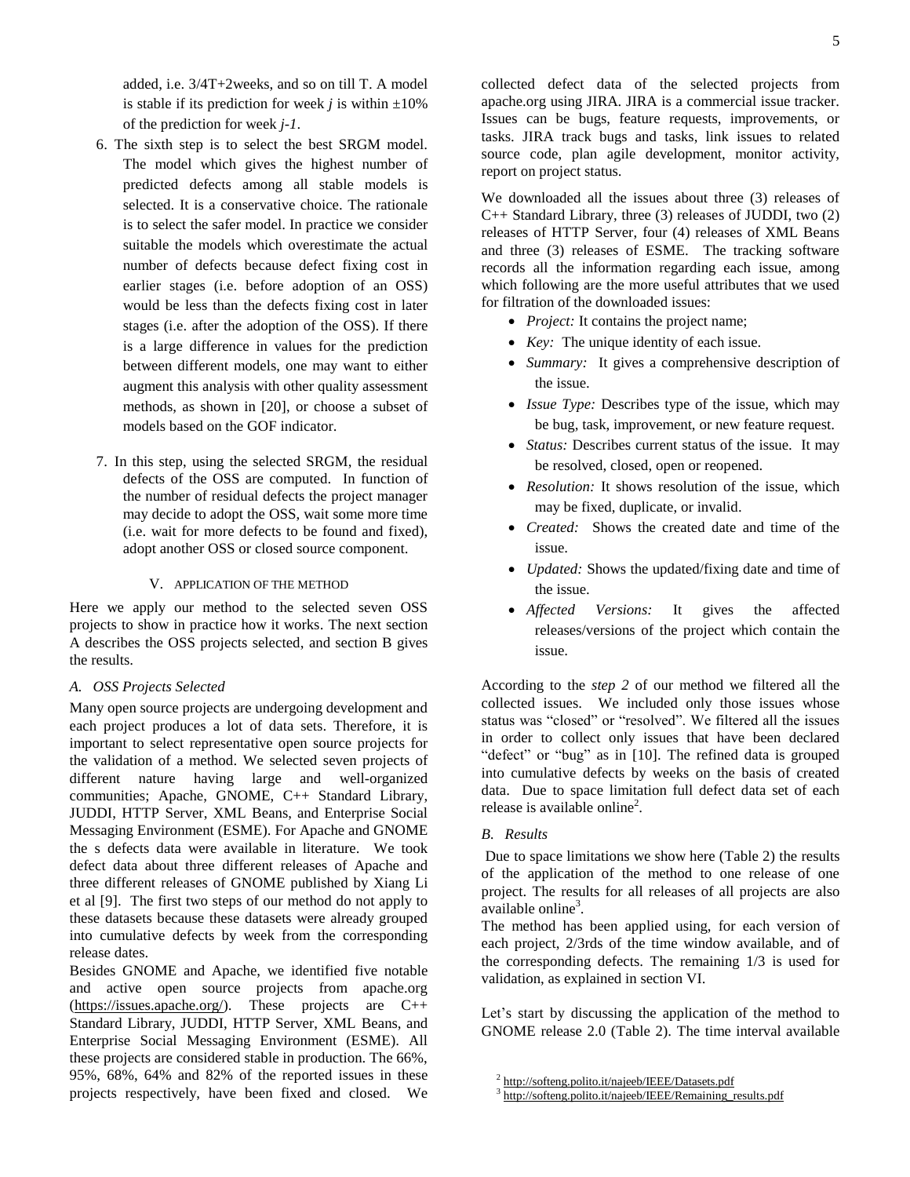added, i.e. 3/4T+2weeks, and so on till T. A model is stable if its prediction for week *j* is within ±10% of the prediction for week *j-1*.

6. The sixth step is to select the best SRGM model. The model which gives the highest number of predicted defects among all stable models is selected. It is a conservative choice. The rationale is to select the safer model. In practice we consider suitable the models which overestimate the actual number of defects because defect fixing cost in earlier stages (i.e. before adoption of an OSS) would be less than the defects fixing cost in later stages (i.e. after the adoption of the OSS). If there is a large difference in values for the prediction between different models, one may want to either augment this analysis with other quality assessment methods, as shown in [20], or choose a subset of models based on the GOF indicator.

7. In this step, using the selected SRGM, the residual defects of the OSS are computed. In function of the number of residual defects the project manager may decide to adopt the OSS, wait some more time (i.e. wait for more defects to be found and fixed), adopt another OSS or closed source component.

## V. Application of the Method

Here we apply our method to the selected seven OSS projects to show in practice how it works. The next section A describes the OSS projects selected, and section B gives the results.

### *A. OSS Projects Selected*

Many open source projects are undergoing development and each project produces a lot of data sets. Therefore, it is important to select representative open source projects for the validation of a method. We selected seven projects of different nature having large and well-organized communities; Apache, GNOME, C++ Standard Library, JUDDI, HTTP Server, XML Beans, and Enterprise Social Messaging Environment (ESME). For Apache and GNOME the s defects data were available in literature. We took defect data about three different releases of Apache and three different releases of GNOME published by Xiang Li et al [9]. The first two steps of our method do not apply to these datasets because these datasets were already grouped into cumulative defects by week from the corresponding release dates.

Besides GNOME and Apache, we identified five notable and active open source projects from apache.org (https://issues.apache.org/). These projects are C++ Standard Library, JUDDI, HTTP Server, XML Beans, and Enterprise Social Messaging Environment (ESME). All these projects are considered stable in production. The 66%, 95%, 68%, 64% and 82% of the reported issues in these projects respectively, have been fixed and closed. We collected defect data of the selected projects from apache.org using JIRA. JIRA is a commercial issue tracker. Issues can be bugs, feature requests, improvements, or tasks. JIRA track bugs and tasks, link issues to related source code, plan agile development, monitor activity, report on project status.

We downloaded all the issues about three (3) releases of C++ Standard Library, three (3) releases of JUDDI, two (2) releases of HTTP Server, four (4) releases of XML Beans and three (3) releases of ESME. The tracking software records all the information regarding each issue, among which following are the more useful attributes that we used for filtration of the downloaded issues:

- *Project:* It contains the project name;
- *Key:* The unique identity of each issue.
- *Summary:* It gives a comprehensive description of the issue.
- *Issue Type:* Describes type of the issue, which may be bug, task, improvement, or new feature request.
- *Status:* Describes current status of the issue. It may be resolved, closed, open or reopened.
- *Resolution:* It shows resolution of the issue, which may be fixed, duplicate, or invalid.
- *Created:* Shows the created date and time of the issue.
- *Updated:* Shows the updated/fixing date and time of the issue.
- *Affected Versions:* It gives the affected releases/versions of the project which contain the issue.

According to the *step 2* of our method we filtered all the collected issues. We included only those issues whose status was "closed" or "resolved". We filtered all the issues in order to collect only issues that have been declared "defect" or "bug" as in [10]. The refined data is grouped into cumulative defects by weeks on the basis of created data. Due to space limitation full defect data set of each release is available online[2].

### *B. Results*

Due to space limitations we show here (Table 2) the results of the application of the method to one release of one project. The results for all releases of all projects are also available online[3].

The method has been applied using, for each version of each project, 2/3rds of the time window available, and of the corresponding defects. The remaining 1/3 is used for validation, as explained in section VI.

Let's start by discussing the application of the method to GNOME release 2.0 (Table 2). The time interval available

[2] http://softeng.polito.it/najeeb/IEEE/Datasets.pdf

[3] http://softeng.polito.it/najeeb/IEEE/Remaining_results.pdf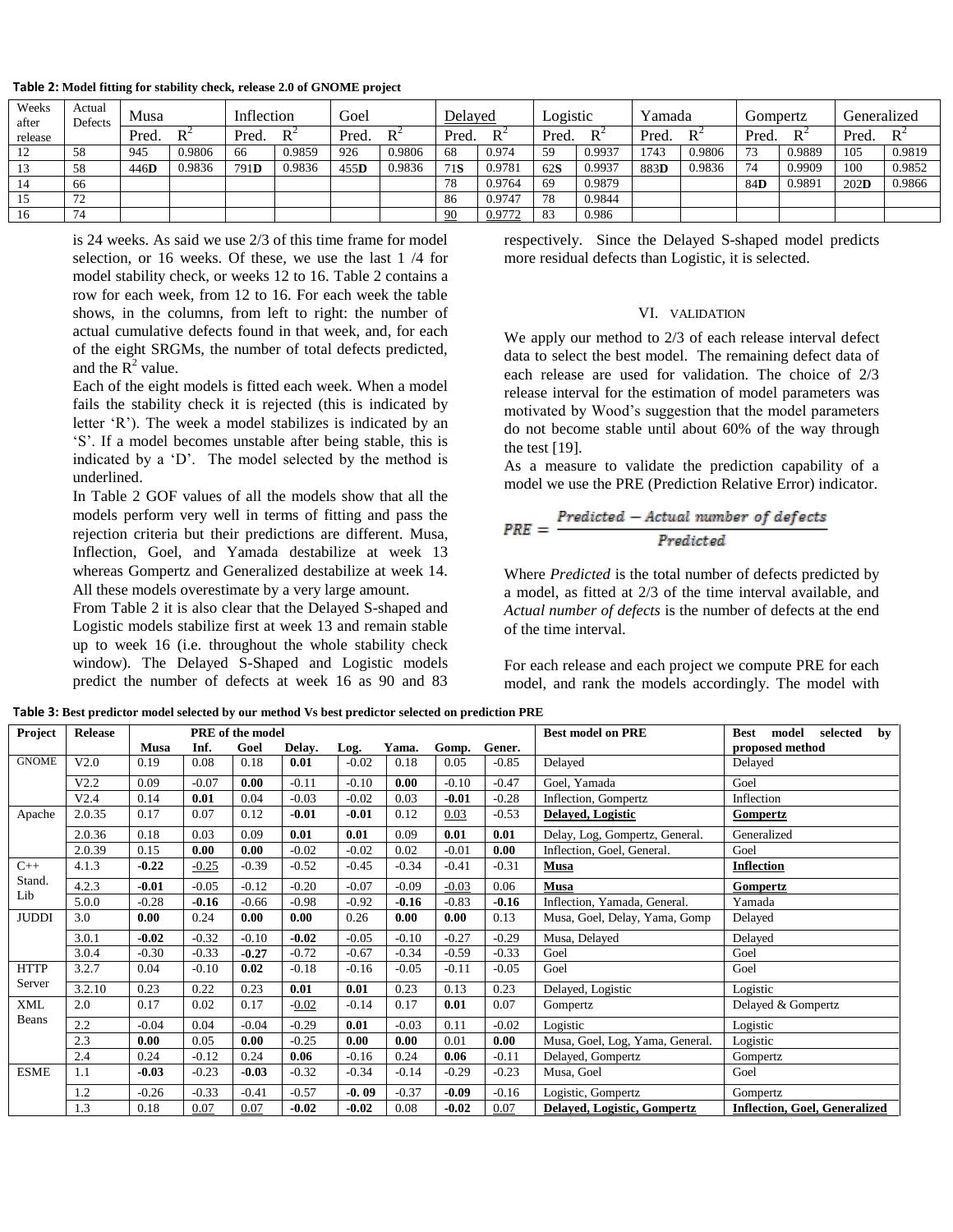**Table 2: Model fitting for stability check, release 2.0 of GNOME project**

| Weeks after release | Actual Defects | Musa | | Inflection | | Goel | | Delayed | | Logistic | | Yamada | | Gompertz | | Generalized | |
|---|---|---|---|---|---|---|---|---|---|---|---|---|---|---|---|---|---|
| | | Pred. | $R^2$ | Pred. | $R^2$ | Pred. | $R^2$ | Pred. | $R^2$ | Pred. | $R^2$ | Pred. | $R^2$ | Pred. | $R^2$ | Pred. | $R^2$ |
| 12 | 58 | 945 | 0.9806 | 66 | 0.9859 | 926 | 0.9806 | 68 | 0.974 | 59 | 0.9937 | 1743 | 0.9806 | 73 | 0.9889 | 105 | 0.9819 |
| 13 | 58 | 446**D** | 0.9836 | 791**D** | 0.9836 | 455**D** | 0.9836 | 71**S** | 0.9781 | 62**S** | 0.9937 | 883**D** | 0.9836 | 74 | 0.9909 | 100 | 0.9852 |
| 14 | 66 | | | | | | | 78 | 0.9764 | 69 | 0.9879 | | | 84**D** | 0.9891 | 202**D** | 0.9866 |
| 15 | 72 | | | | | | | 86 | 0.9747 | 78 | 0.9844 | | | | | | |
| 16 | 74 | | | | | | | <u>90</u> | <u>0.9772</u> | 83 | 0.986 | | | | | | |

is 24 weeks. As said we use 2/3 of this time frame for model selection, or 16 weeks. Of these, we use the last 1 /4 for model stability check, or weeks 12 to 16. Table 2 contains a row for each week, from 12 to 16. For each week the table shows, in the columns, from left to right: the number of actual cumulative defects found in that week, and, for each of the eight SRGMs, the number of total defects predicted, and the $R^2$ value.

Each of the eight models is fitted each week. When a model fails the stability check it is rejected (this is indicated by letter 'R'). The week a model stabilizes is indicated by an 'S'. If a model becomes unstable after being stable, this is indicated by a 'D'. The model selected by the method is underlined.

In Table 2 GOF values of all the models show that all the models perform very well in terms of fitting and pass the rejection criteria but their predictions are different. Musa, Inflection, Goel, and Yamada destabilize at week 13 whereas Gompertz and Generalized destabilize at week 14. All these models overestimate by a very large amount.

From Table 2 it is also clear that the Delayed S-shaped and Logistic models stabilize first at week 13 and remain stable up to week 16 (i.e. throughout the whole stability check window). The Delayed S-Shaped and Logistic models predict the number of defects at week 16 as 90 and 83 respectively. Since the Delayed S-shaped model predicts more residual defects than Logistic, it is selected.

## VI. Validation

We apply our method to 2/3 of each release interval defect data to select the best model. The remaining defect data of each release are used for validation. The choice of 2/3 release interval for the estimation of model parameters was motivated by Wood's suggestion that the model parameters do not become stable until about 60% of the way through the test [19].

As a measure to validate the prediction capability of a model we use the PRE (Prediction Relative Error) indicator.

$$PRE = \frac{Predicted - Actual\ number\ of\ defects}{Predicted}$$

Where *Predicted* is the total number of defects predicted by a model, as fitted at 2/3 of the time interval available, and *Actual number of defects* is the number of defects at the end of the time interval.

For each release and each project we compute PRE for each model, and rank the models accordingly. The model with

**Table 3: Best predictor model selected by our method Vs best predictor selected on prediction PRE**

| Project | Release | PRE of the model | | | | | | | | Best model on PRE | Best model selected by proposed method |
|---|---|---|---|---|---|---|---|---|---|---|---|
| | | Musa | Inf. | Goel | Delay. | Log. | Yama. | Gomp. | Gener. | | |
| GNOME | V2.0 | 0.19 | 0.08 | 0.18 | **0.01** | -0.02 | 0.18 | 0.05 | -0.85 | Delayed | Delayed |
| | V2.2 | 0.09 | -0.07 | **0.00** | -0.11 | -0.10 | **0.00** | -0.10 | -0.47 | Goel, Yamada | Goel |
| | V2.4 | 0.14 | **0.01** | 0.04 | -0.03 | -0.02 | 0.03 | **-0.01** | -0.28 | Inflection, Gompertz | Inflection |
| Apache | 2.0.35 | 0.17 | 0.07 | 0.12 | **-0.01** | **-0.01** | 0.12 | <u>0.03</u> | -0.53 | **<u>Delayed, Logistic</u>** | **<u>Gompertz</u>** |
| | 2.0.36 | 0.18 | 0.03 | 0.09 | **0.01** | **0.01** | 0.09 | **0.01** | **0.01** | Delay, Log, Gompertz, General. | Generalized |
| | 2.0.39 | 0.15 | **0.00** | **0.00** | -0.02 | -0.02 | 0.02 | -0.01 | **0.00** | Inflection, Goel, General. | Goel |
| C++ Stand. Lib | 4.1.3 | **-0.22** | <u>-0.25</u> | -0.39 | -0.52 | -0.45 | -0.34 | -0.41 | -0.31 | **<u>Musa</u>** | **<u>Inflection</u>** |
| | 4.2.3 | **-0.01** | -0.05 | -0.12 | -0.20 | -0.07 | -0.09 | <u>-0.03</u> | 0.06 | **<u>Musa</u>** | **<u>Gompertz</u>** |
| | 5.0.0 | -0.28 | **-0.16** | -0.66 | -0.98 | -0.92 | **-0.16** | -0.83 | **-0.16** | Inflection, Yamada, General. | Yamada |
| JUDDI | 3.0 | **0.00** | 0.24 | **0.00** | **0.00** | 0.26 | **0.00** | **0.00** | 0.13 | Musa, Goel, Delay, Yama, Gomp | Delayed |
| | 3.0.1 | **-0.02** | -0.32 | -0.10 | **-0.02** | -0.05 | -0.10 | -0.27 | -0.29 | Musa, Delayed | Delayed |
| | 3.0.4 | -0.30 | -0.33 | **-0.27** | -0.72 | -0.67 | -0.34 | -0.59 | -0.33 | Goel | Goel |
| HTTP Server | 3.2.7 | 0.04 | -0.10 | **0.02** | -0.18 | -0.16 | -0.05 | -0.11 | -0.05 | Goel | Goel |
| | 3.2.10 | 0.23 | 0.22 | 0.23 | **0.01** | **0.01** | 0.23 | 0.13 | 0.23 | Delayed, Logistic | Logistic |
| XML Beans | 2.0 | 0.17 | 0.02 | 0.17 | <u>-0.02</u> | -0.14 | 0.17 | **0.01** | 0.07 | Gompertz | Delayed & Gompertz |
| | 2.2 | -0.04 | 0.04 | -0.04 | -0.29 | **0.01** | -0.03 | 0.11 | -0.02 | Logistic | Logistic |
| | 2.3 | **0.00** | 0.05 | **0.00** | -0.25 | **0.00** | **0.00** | 0.01 | **0.00** | Musa, Goel, Log, Yama, General. | Logistic |
| | 2.4 | 0.24 | -0.12 | 0.24 | **0.06** | -0.16 | 0.24 | **0.06** | -0.11 | Delayed, Gompertz | Gompertz |
| ESME | 1.1 | **-0.03** | -0.23 | **-0.03** | -0.32 | -0.34 | -0.14 | -0.29 | -0.23 | Musa, Goel | Goel |
| | 1.2 | -0.26 | -0.33 | -0.41 | -0.57 | **-0. 09** | -0.37 | **-0.09** | -0.16 | Logistic, Gompertz | Gompertz |
| | 1.3 | 0.18 | <u>0.07</u> | <u>0.07</u> | **-0.02** | **-0.02** | 0.08 | **-0.02** | <u>0.07</u> | **<u>Delayed, Logistic, Gompertz</u>** | **<u>Inflection, Goel, Generalized</u>** |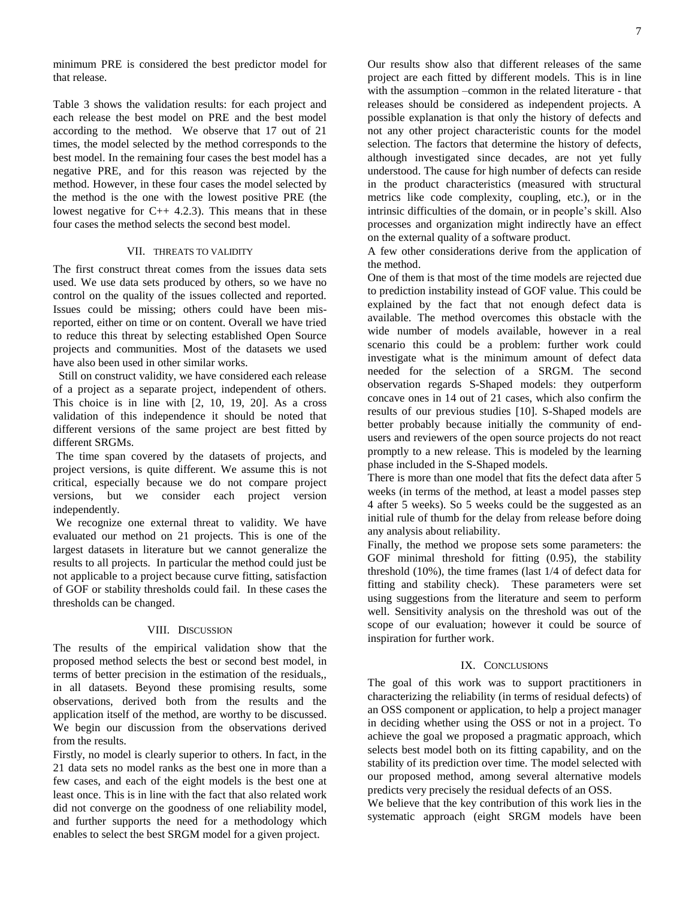minimum PRE is considered the best predictor model for that release.

Table 3 shows the validation results: for each project and each release the best model on PRE and the best model according to the method. We observe that 17 out of 21 times, the model selected by the method corresponds to the best model. In the remaining four cases the best model has a negative PRE, and for this reason was rejected by the method. However, in these four cases the model selected by the method is the one with the lowest positive PRE (the lowest negative for C++ 4.2.3). This means that in these four cases the method selects the second best model.

## VII. THREATS TO VALIDITY

The first construct threat comes from the issues data sets used. We use data sets produced by others, so we have no control on the quality of the issues collected and reported. Issues could be missing; others could have been mis-reported, either on time or on content. Overall we have tried to reduce this threat by selecting established Open Source projects and communities. Most of the datasets we used have also been used in other similar works.

Still on construct validity, we have considered each release of a project as a separate project, independent of others. This choice is in line with [2, 10, 19, 20]. As a cross validation of this independence it should be noted that different versions of the same project are best fitted by different SRGMs.

The time span covered by the datasets of projects, and project versions, is quite different. We assume this is not critical, especially because we do not compare project versions, but we consider each project version independently.

We recognize one external threat to validity. We have evaluated our method on 21 projects. This is one of the largest datasets in literature but we cannot generalize the results to all projects. In particular the method could just be not applicable to a project because curve fitting, satisfaction of GOF or stability thresholds could fail. In these cases the thresholds can be changed.

## VIII. DISCUSSION

The results of the empirical validation show that the proposed method selects the best or second best model, in terms of better precision in the estimation of the residuals,, in all datasets. Beyond these promising results, some observations, derived both from the results and the application itself of the method, are worthy to be discussed. We begin our discussion from the observations derived from the results.

Firstly, no model is clearly superior to others. In fact, in the 21 data sets no model ranks as the best one in more than a few cases, and each of the eight models is the best one at least once. This is in line with the fact that also related work did not converge on the goodness of one reliability model, and further supports the need for a methodology which enables to select the best SRGM model for a given project.

Our results show also that different releases of the same project are each fitted by different models. This is in line with the assumption –common in the related literature - that releases should be considered as independent projects. A possible explanation is that only the history of defects and not any other project characteristic counts for the model selection. The factors that determine the history of defects, although investigated since decades, are not yet fully understood. The cause for high number of defects can reside in the product characteristics (measured with structural metrics like code complexity, coupling, etc.), or in the intrinsic difficulties of the domain, or in people's skill. Also processes and organization might indirectly have an effect on the external quality of a software product.

A few other considerations derive from the application of the method.

One of them is that most of the time models are rejected due to prediction instability instead of GOF value. This could be explained by the fact that not enough defect data is available. The method overcomes this obstacle with the wide number of models available, however in a real scenario this could be a problem: further work could investigate what is the minimum amount of defect data needed for the selection of a SRGM. The second observation regards S-Shaped models: they outperform concave ones in 14 out of 21 cases, which also confirm the results of our previous studies [10]. S-Shaped models are better probably because initially the community of end-users and reviewers of the open source projects do not react promptly to a new release. This is modeled by the learning phase included in the S-Shaped models.

There is more than one model that fits the defect data after 5 weeks (in terms of the method, at least a model passes step 4 after 5 weeks). So 5 weeks could be the suggested as an initial rule of thumb for the delay from release before doing any analysis about reliability.

Finally, the method we propose sets some parameters: the GOF minimal threshold for fitting (0.95), the stability threshold (10%), the time frames (last 1/4 of defect data for fitting and stability check). These parameters were set using suggestions from the literature and seem to perform well. Sensitivity analysis on the threshold was out of the scope of our evaluation; however it could be source of inspiration for further work.

## IX. CONCLUSIONS

The goal of this work was to support practitioners in characterizing the reliability (in terms of residual defects) of an OSS component or application, to help a project manager in deciding whether using the OSS or not in a project. To achieve the goal we proposed a pragmatic approach, which selects best model both on its fitting capability, and on the stability of its prediction over time. The model selected with our proposed method, among several alternative models predicts very precisely the residual defects of an OSS.

We believe that the key contribution of this work lies in the systematic approach (eight SRGM models have been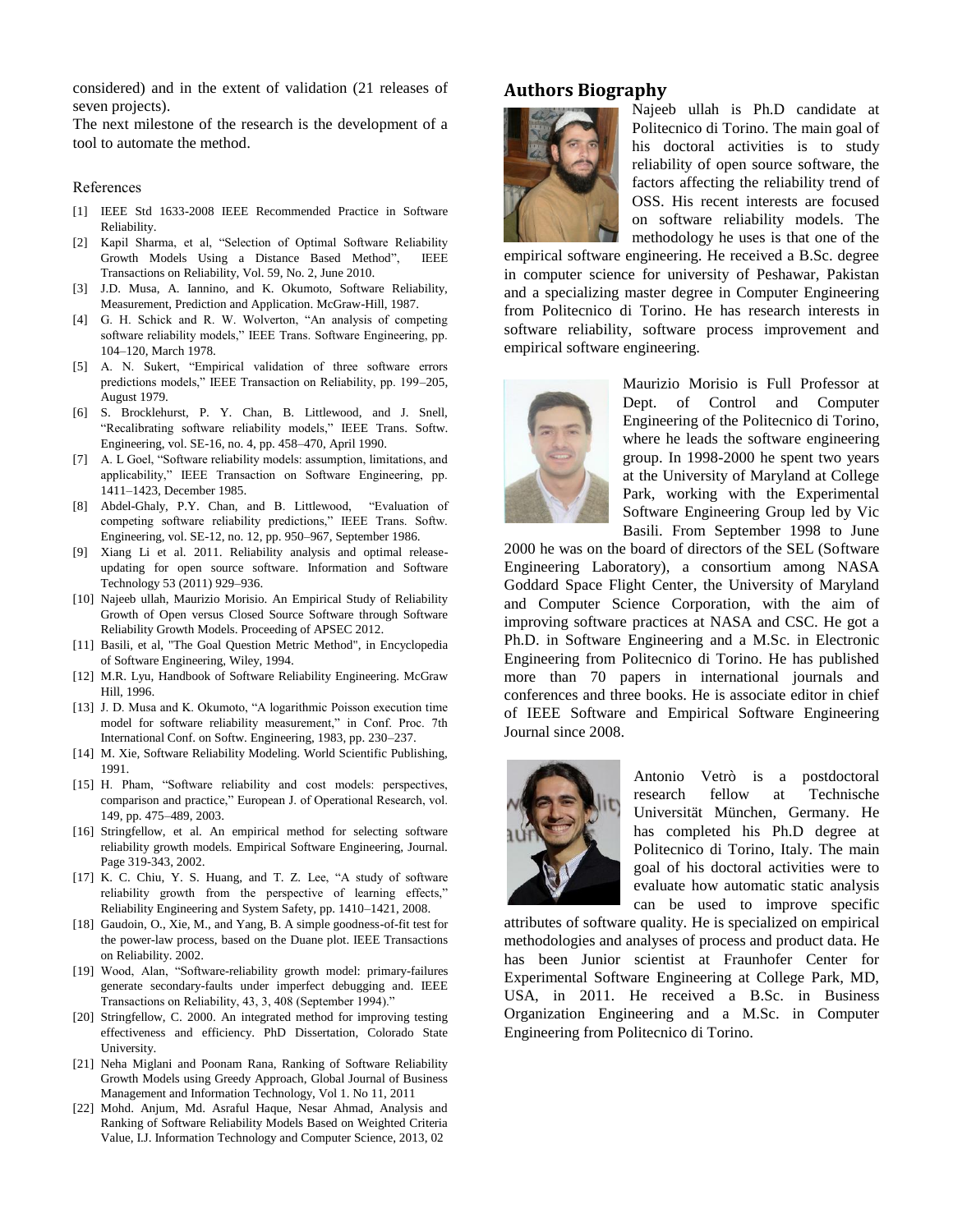considered) and in the extent of validation (21 releases of seven projects).

The next milestone of the research is the development of a tool to automate the method.

References

[1] IEEE Std 1633-2008 IEEE Recommended Practice in Software Reliability.

[2] Kapil Sharma, et al, "Selection of Optimal Software Reliability Growth Models Using a Distance Based Method", IEEE Transactions on Reliability, Vol. 59, No. 2, June 2010.

[3] J.D. Musa, A. Iannino, and K. Okumoto, Software Reliability, Measurement, Prediction and Application. McGraw-Hill, 1987.

[4] G. H. Schick and R. W. Wolverton, "An analysis of competing software reliability models," IEEE Trans. Software Engineering, pp. 104–120, March 1978.

[5] A. N. Sukert, "Empirical validation of three software errors predictions models," IEEE Transaction on Reliability, pp. 199–205, August 1979.

[6] S. Brocklehurst, P. Y. Chan, B. Littlewood, and J. Snell, "Recalibrating software reliability models," IEEE Trans. Softw. Engineering, vol. SE-16, no. 4, pp. 458–470, April 1990.

[7] A. L Goel, "Software reliability models: assumption, limitations, and applicability," IEEE Transaction on Software Engineering, pp. 1411–1423, December 1985.

[8] Abdel-Ghaly, P.Y. Chan, and B. Littlewood, "Evaluation of competing software reliability predictions," IEEE Trans. Softw. Engineering, vol. SE-12, no. 12, pp. 950–967, September 1986.

[9] Xiang Li et al. 2011. Reliability analysis and optimal release-updating for open source software. Information and Software Technology 53 (2011) 929–936.

[10] Najeeb ullah, Maurizio Morisio. An Empirical Study of Reliability Growth of Open versus Closed Source Software through Software Reliability Growth Models. Proceeding of APSEC 2012.

[11] Basili, et al, "The Goal Question Metric Method", in Encyclopedia of Software Engineering, Wiley, 1994.

[12] M.R. Lyu, Handbook of Software Reliability Engineering. McGraw Hill, 1996.

[13] J. D. Musa and K. Okumoto, "A logarithmic Poisson execution time model for software reliability measurement," in Conf. Proc. 7th International Conf. on Softw. Engineering, 1983, pp. 230–237.

[14] M. Xie, Software Reliability Modeling. World Scientific Publishing, 1991.

[15] H. Pham, "Software reliability and cost models: perspectives, comparison and practice," European J. of Operational Research, vol. 149, pp. 475–489, 2003.

[16] Stringfellow, et al. An empirical method for selecting software reliability growth models. Empirical Software Engineering, Journal. Page 319-343, 2002.

[17] K. C. Chiu, Y. S. Huang, and T. Z. Lee, "A study of software reliability growth from the perspective of learning effects," Reliability Engineering and System Safety, pp. 1410–1421, 2008.

[18] Gaudoin, O., Xie, M., and Yang, B. A simple goodness-of-fit test for the power-law process, based on the Duane plot. IEEE Transactions on Reliability. 2002.

[19] Wood, Alan, "Software-reliability growth model: primary-failures generate secondary-faults under imperfect debugging and. IEEE Transactions on Reliability, 43, 3, 408 (September 1994)."

[20] Stringfellow, C. 2000. An integrated method for improving testing effectiveness and efficiency. PhD Dissertation, Colorado State University.

[21] Neha Miglani and Poonam Rana, Ranking of Software Reliability Growth Models using Greedy Approach, Global Journal of Business Management and Information Technology, Vol 1. No 11, 2011

[22] Mohd. Anjum, Md. Asraful Haque, Nesar Ahmad, Analysis and Ranking of Software Reliability Models Based on Weighted Criteria Value, I.J. Information Technology and Computer Science, 2013, 02

## Authors Biography

Najeeb ullah is Ph.D candidate at Politecnico di Torino. The main goal of his doctoral activities is to study reliability of open source software, the factors affecting the reliability trend of OSS. His recent interests are focused on software reliability models. The methodology he uses is that one of the empirical software engineering. He received a B.Sc. degree in computer science for university of Peshawar, Pakistan and a specializing master degree in Computer Engineering from Politecnico di Torino. He has research interests in software reliability, software process improvement and empirical software engineering.

Maurizio Morisio is Full Professor at Dept. of Control and Computer Engineering of the Politecnico di Torino, where he leads the software engineering group. In 1998-2000 he spent two years at the University of Maryland at College Park, working with the Experimental Software Engineering Group led by Vic Basili. From September 1998 to June 2000 he was on the board of directors of the SEL (Software Engineering Laboratory), a consortium among NASA Goddard Space Flight Center, the University of Maryland and Computer Science Corporation, with the aim of improving software practices at NASA and CSC. He got a Ph.D. in Software Engineering and a M.Sc. in Electronic Engineering from Politecnico di Torino. He has published more than 70 papers in international journals and conferences and three books. He is associate editor in chief of IEEE Software and Empirical Software Engineering Journal since 2008.

Antonio Vetrò is a postdoctoral research fellow at Technische Universität München, Germany. He has completed his Ph.D degree at Politecnico di Torino, Italy. The main goal of his doctoral activities were to evaluate how automatic static analysis can be used to improve specific attributes of software quality. He is specialized on empirical methodologies and analyses of process and product data. He has been Junior scientist at Fraunhofer Center for Experimental Software Engineering at College Park, MD, USA, in 2011. He received a B.Sc. in Business Organization Engineering and a M.Sc. in Computer Engineering from Politecnico di Torino.